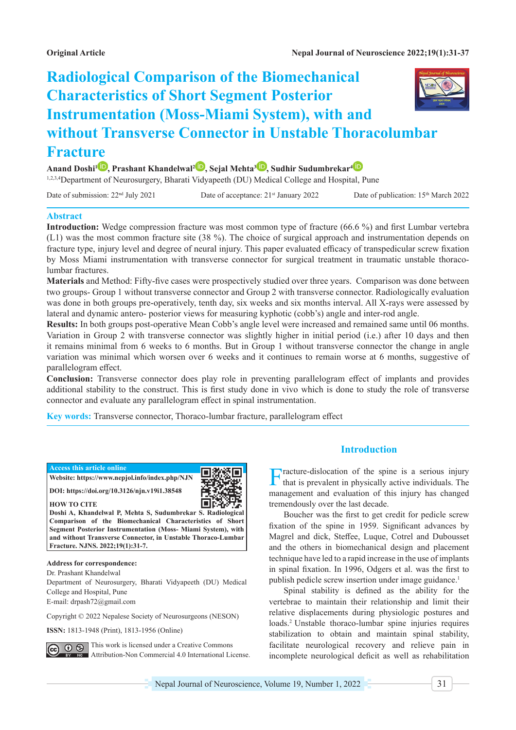Original Article

# Radiological Comparison of the Biomechanical Characteristics of Short Segment Posterior Instrumentation (Moss-Miami System), with and without Transverse Connector in Unstable Thoracolumbar Fracture

**Anand Doshi[1], Prashant Khandelwal[2], Sejal Mehta[3], Sudhir Sudumbrekar[4]**

[1,2,3,4]Department of Neurosurgery, Bharati Vidyapeeth (DU) Medical College and Hospital, Pune

Date of submission: 22nd July 2021 Date of acceptance: 21st January 2022 Date of publication: 15th March 2022

## Abstract

**Introduction:** Wedge compression fracture was most common type of fracture (66.6 %) and first Lumbar vertebra (L1) was the most common fracture site (38 %). The choice of surgical approach and instrumentation depends on fracture type, injury level and degree of neural injury. This paper evaluated efficacy of transpedicular screw fixation by Moss Miami instrumentation with transverse connector for surgical treatment in traumatic unstable thoraco-lumbar fractures.

**Materials** and Method: Fifty-five cases were prospectively studied over three years. Comparison was done between two groups- Group 1 without transverse connector and Group 2 with transverse connector. Radiologically evaluation was done in both groups pre-operatively, tenth day, six weeks and six months interval. All X-rays were assessed by lateral and dynamic antero- posterior views for measuring kyphotic (cobb's) angle and inter-rod angle.

**Results:** In both groups post-operative Mean Cobb's angle level were increased and remained same until 06 months. Variation in Group 2 with transverse connector was slightly higher in initial period (i.e.) after 10 days and then it remains minimal from 6 weeks to 6 months. But in Group 1 without transverse connector the change in angle variation was minimal which worsen over 6 weeks and it continues to remain worse at 6 months, suggestive of parallelogram effect.

**Conclusion:** Transverse connector does play role in preventing parallelogram effect of implants and provides additional stability to the construct. This is first study done in vivo which is done to study the role of transverse connector and evaluate any parallelogram effect in spinal instrumentation.

**Key words:** Transverse connector, Thoraco-lumbar fracture, parallelogram effect

**Access this article online**

Website: https://www.nepjol.info/index.php/NJN

DOI: https://doi.org/10.3126/njn.v19i1.38548

**HOW TO CITE**

Doshi A, Khandelwal P, Mehta S, Sudumbrekar S. Radiological Comparison of the Biomechanical Characteristics of Short Segment Posterior Instrumentation (Moss- Miami System), with and without Transverse Connector, in Unstable Thoraco-Lumbar Fracture. NJNS. 2022;19(1):31-7.

**Address for correspondence:**

Dr. Prashant Khandelwal
Department of Neurosurgery, Bharati Vidyapeeth (DU) Medical College and Hospital, Pune
E-mail: drpash72@gmail.com

Copyright © 2022 Nepalese Society of Neurosurgeons (NESON)

**ISSN:** 1813-1948 (Print), 1813-1956 (Online)

This work is licensed under a Creative Commons Attribution-Non Commercial 4.0 International License.

## Introduction

Fracture-dislocation of the spine is a serious injury that is prevalent in physically active individuals. The management and evaluation of this injury has changed tremendously over the last decade.

Boucher was the first to get credit for pedicle screw fixation of the spine in 1959. Significant advances by Magrel and dick, Steffee, Luque, Cotrel and Dubousset and the others in biomechanical design and placement technique have led to a rapid increase in the use of implants in spinal fixation. In 1996, Odgers et al. was the first to publish pedicle screw insertion under image guidance.[1]

Spinal stability is defined as the ability for the vertebrae to maintain their relationship and limit their relative displacements during physiologic postures and loads.[2] Unstable thoraco-lumbar spine injuries requires stabilization to obtain and maintain spinal stability, facilitate neurological recovery and relieve pain in incomplete neurological deficit as well as rehabilitation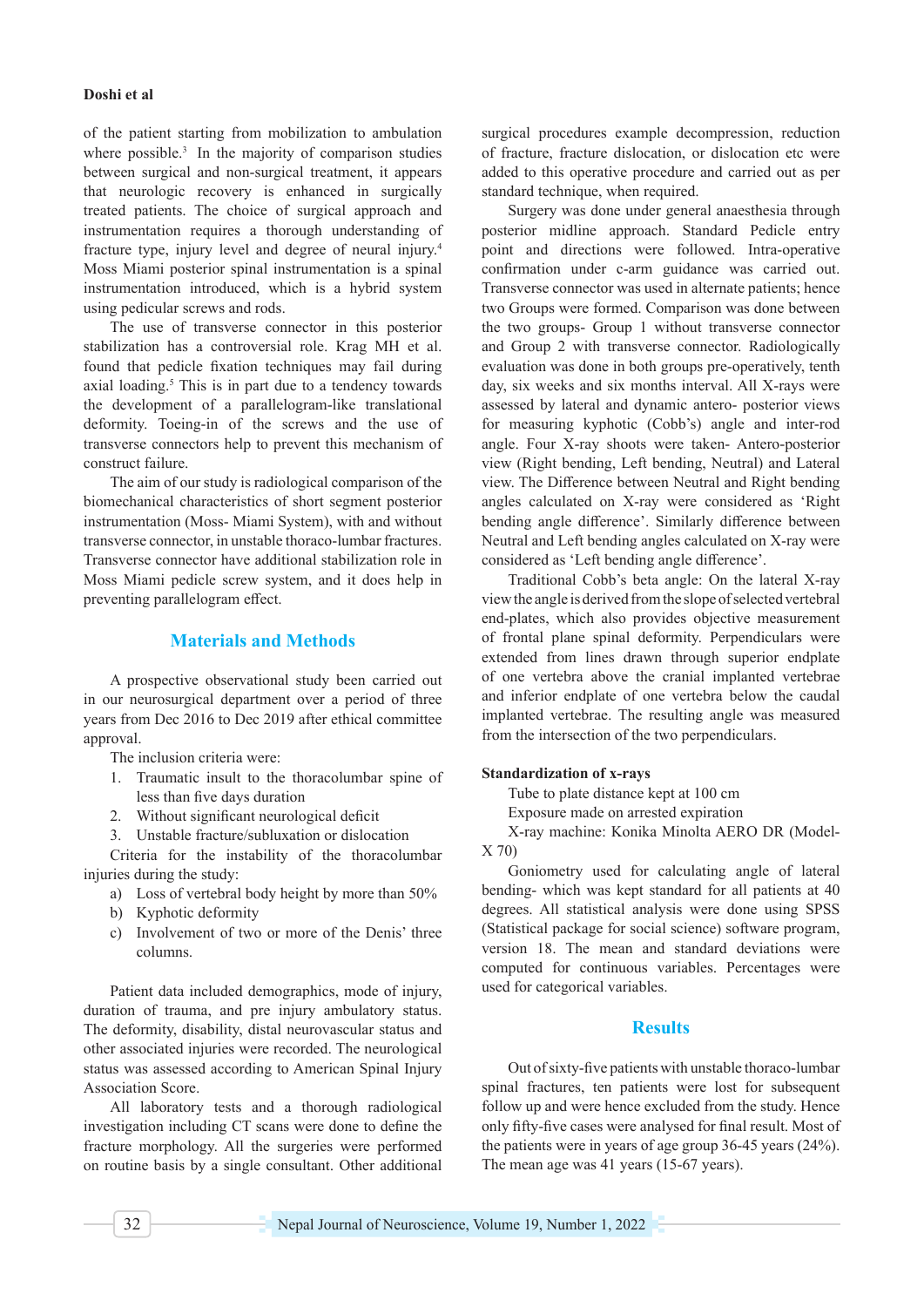of the patient starting from mobilization to ambulation where possible.[3] In the majority of comparison studies between surgical and non-surgical treatment, it appears that neurologic recovery is enhanced in surgically treated patients. The choice of surgical approach and instrumentation requires a thorough understanding of fracture type, injury level and degree of neural injury.[4] Moss Miami posterior spinal instrumentation is a spinal instrumentation introduced, which is a hybrid system using pedicular screws and rods.

The use of transverse connector in this posterior stabilization has a controversial role. Krag MH et al. found that pedicle fixation techniques may fail during axial loading.[5] This is in part due to a tendency towards the development of a parallelogram-like translational deformity. Toeing-in of the screws and the use of transverse connectors help to prevent this mechanism of construct failure.

The aim of our study is radiological comparison of the biomechanical characteristics of short segment posterior instrumentation (Moss- Miami System), with and without transverse connector, in unstable thoraco-lumbar fractures. Transverse connector have additional stabilization role in Moss Miami pedicle screw system, and it does help in preventing parallelogram effect.

## Materials and Methods

A prospective observational study been carried out in our neurosurgical department over a period of three years from Dec 2016 to Dec 2019 after ethical committee approval.

The inclusion criteria were:

1. Traumatic insult to the thoracolumbar spine of less than five days duration
2. Without significant neurological deficit
3. Unstable fracture/subluxation or dislocation

Criteria for the instability of the thoracolumbar injuries during the study:

a) Loss of vertebral body height by more than 50%
b) Kyphotic deformity
c) Involvement of two or more of the Denis' three columns.

Patient data included demographics, mode of injury, duration of trauma, and pre injury ambulatory status. The deformity, disability, distal neurovascular status and other associated injuries were recorded. The neurological status was assessed according to American Spinal Injury Association Score.

All laboratory tests and a thorough radiological investigation including CT scans were done to define the fracture morphology. All the surgeries were performed on routine basis by a single consultant. Other additional surgical procedures example decompression, reduction of fracture, fracture dislocation, or dislocation etc were added to this operative procedure and carried out as per standard technique, when required.

Surgery was done under general anaesthesia through posterior midline approach. Standard Pedicle entry point and directions were followed. Intra-operative confirmation under c-arm guidance was carried out. Transverse connector was used in alternate patients; hence two Groups were formed. Comparison was done between the two groups- Group 1 without transverse connector and Group 2 with transverse connector. Radiologically evaluation was done in both groups pre-operatively, tenth day, six weeks and six months interval. All X-rays were assessed by lateral and dynamic antero- posterior views for measuring kyphotic (Cobb's) angle and inter-rod angle. Four X-ray shoots were taken- Antero-posterior view (Right bending, Left bending, Neutral) and Lateral view. The Difference between Neutral and Right bending angles calculated on X-ray were considered as 'Right bending angle difference'. Similarly difference between Neutral and Left bending angles calculated on X-ray were considered as 'Left bending angle difference'.

Traditional Cobb's beta angle: On the lateral X-ray view the angle is derived from the slope of selected vertebral end-plates, which also provides objective measurement of frontal plane spinal deformity. Perpendiculars were extended from lines drawn through superior endplate of one vertebra above the cranial implanted vertebrae and inferior endplate of one vertebra below the caudal implanted vertebrae. The resulting angle was measured from the intersection of the two perpendiculars.

### Standardization of x-rays

Tube to plate distance kept at 100 cm

Exposure made on arrested expiration

X-ray machine: Konika Minolta AERO DR (Model-X 70)

Goniometry used for calculating angle of lateral bending- which was kept standard for all patients at 40 degrees. All statistical analysis were done using SPSS (Statistical package for social science) software program, version 18. The mean and standard deviations were computed for continuous variables. Percentages were used for categorical variables.

## Results

Out of sixty-five patients with unstable thoraco-lumbar spinal fractures, ten patients were lost for subsequent follow up and were hence excluded from the study. Hence only fifty-five cases were analysed for final result. Most of the patients were in years of age group 36-45 years (24%). The mean age was 41 years (15-67 years).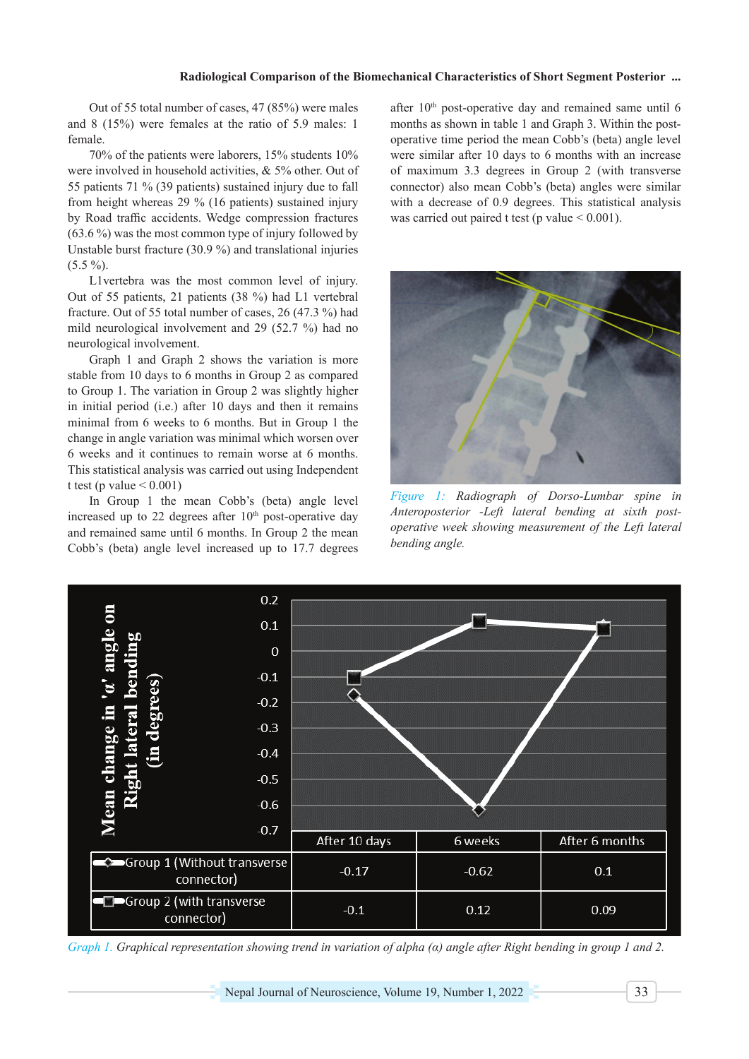Out of 55 total number of cases, 47 (85%) were males and 8 (15%) were females at the ratio of 5.9 males: 1 female.

70% of the patients were laborers, 15% students 10% were involved in household activities, & 5% other. Out of 55 patients 71 % (39 patients) sustained injury due to fall from height whereas 29 % (16 patients) sustained injury by Road traffic accidents. Wedge compression fractures (63.6 %) was the most common type of injury followed by Unstable burst fracture (30.9 %) and translational injuries (5.5 %).

L1vertebra was the most common level of injury. Out of 55 patients, 21 patients (38 %) had L1 vertebral fracture. Out of 55 total number of cases, 26 (47.3 %) had mild neurological involvement and 29 (52.7 %) had no neurological involvement.

Graph 1 and Graph 2 shows the variation is more stable from 10 days to 6 months in Group 2 as compared to Group 1. The variation in Group 2 was slightly higher in initial period (i.e.) after 10 days and then it remains minimal from 6 weeks to 6 months. But in Group 1 the change in angle variation was minimal which worsen over 6 weeks and it continues to remain worse at 6 months. This statistical analysis was carried out using Independent t test (p value < 0.001)

In Group 1 the mean Cobb's (beta) angle level increased up to 22 degrees after 10th post-operative day and remained same until 6 months. In Group 2 the mean Cobb's (beta) angle level increased up to 17.7 degrees after 10th post-operative day and remained same until 6 months as shown in table 1 and Graph 3. Within the post-operative time period the mean Cobb's (beta) angle level were similar after 10 days to 6 months with an increase of maximum 3.3 degrees in Group 2 (with transverse connector) also mean Cobb's (beta) angles were similar with a decrease of 0.9 degrees. This statistical analysis was carried out paired t test (p value < 0.001).

*Figure 1: Radiograph of Dorso-Lumbar spine in Anteroposterior -Left lateral bending at sixth post-operative week showing measurement of the Left lateral bending angle.*

Mean change in 'α' angle on Right lateral bending (in degrees)

| | After 10 days | 6 weeks | After 6 months |
|---|---|---|---|
| Group 1 (Without transverse connector) | -0.17 | -0.62 | 0.1 |
| Group 2 (with transverse connector) | -0.1 | 0.12 | 0.09 |

*Graph 1. Graphical representation showing trend in variation of alpha (α) angle after Right bending in group 1 and 2.*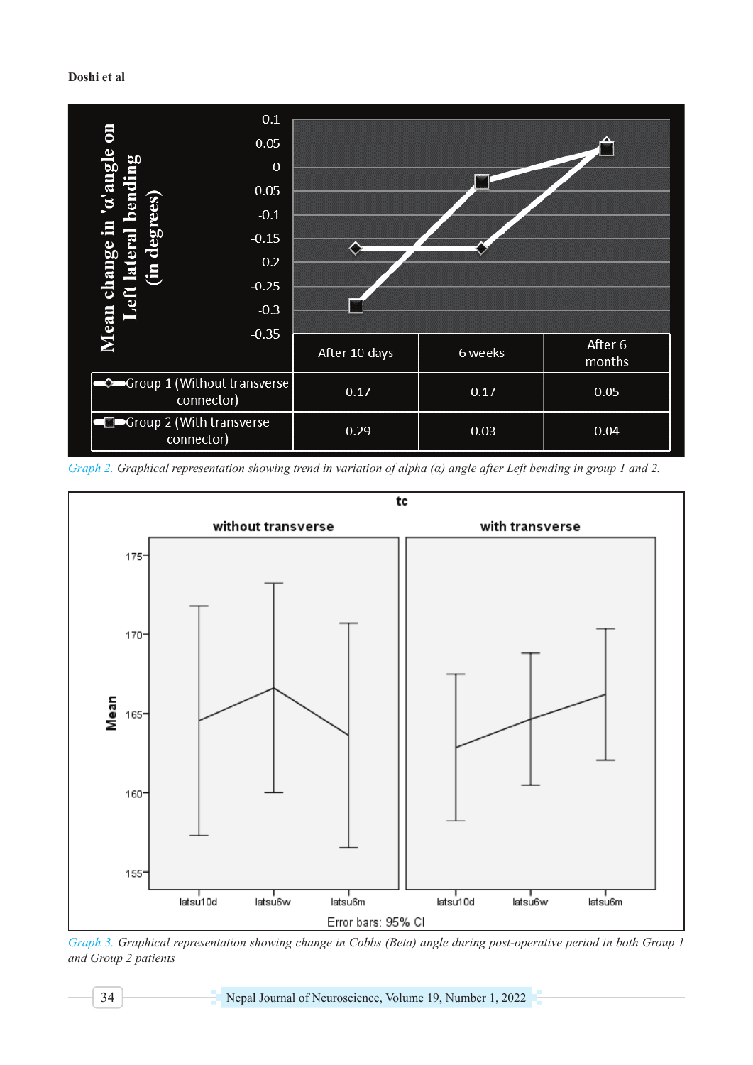| Mean change in 'α' angle on Left lateral bending (in degrees) | After 10 days | 6 weeks | After 6 months |
|---|---|---|---|
| Group 1 (Without transverse connector) | -0.17 | -0.17 | 0.05 |
| Group 2 (With transverse connector) | -0.29 | -0.03 | 0.04 |

*Graph 2. Graphical representation showing trend in variation of alpha (α) angle after Left bending in group 1 and 2.*

*Graph 3. Graphical representation showing change in Cobbs (Beta) angle during post-operative period in both Group 1 and Group 2 patients*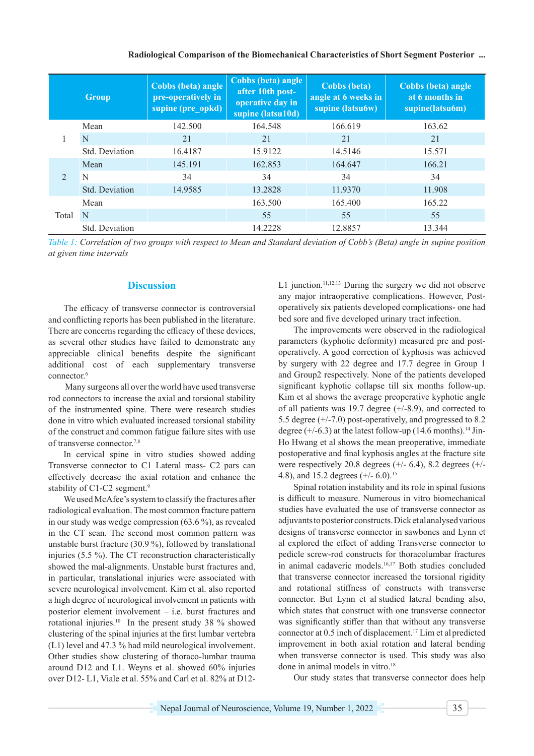| Group | | Cobbs (beta) angle pre-operatively in supine (pre_opkd) | Cobbs (beta) angle after 10th post-operative day in supine (latsu10d) | Cobbs (beta) angle at 6 weeks in supine (latsu6w) | Cobbs (beta) angle at 6 months in supine(latsu6m) |
|---|---|---|---|---|---|
| 1 | Mean | 142.500 | 164.548 | 166.619 | 163.62 |
| | N | 21 | 21 | 21 | 21 |
| | Std. Deviation | 16.4187 | 15.9122 | 14.5146 | 15.571 |
| 2 | Mean | 145.191 | 162.853 | 164.647 | 166.21 |
| | N | 34 | 34 | 34 | 34 |
| | Std. Deviation | 14.9585 | 13.2828 | 11.9370 | 11.908 |
| Total | Mean | | 163.500 | 165.400 | 165.22 |
| | N | | 55 | 55 | 55 |
| | Std. Deviation | | 14.2228 | 12.8857 | 13.344 |

*Table 1: Correlation of two groups with respect to Mean and Standard deviation of Cobb's (Beta) angle in supine position at given time intervals*

## Discussion

The efficacy of transverse connector is controversial and conflicting reports has been published in the literature. There are concerns regarding the efficacy of these devices, as several other studies have failed to demonstrate any appreciable clinical benefits despite the significant additional cost of each supplementary transverse connector.[6]

Many surgeons all over the world have used transverse rod connectors to increase the axial and torsional stability of the instrumented spine. There were research studies done in vitro which evaluated increased torsional stability of the construct and common fatigue failure sites with use of transverse connector.[7,8]

In cervical spine in vitro studies showed adding Transverse connector to C1 Lateral mass- C2 pars can effectively decrease the axial rotation and enhance the stability of C1-C2 segment.[9]

We used McAfee's system to classify the fractures after radiological evaluation. The most common fracture pattern in our study was wedge compression (63.6 %), as revealed in the CT scan. The second most common pattern was unstable burst fracture (30.9 %), followed by translational injuries (5.5 %). The CT reconstruction characteristically showed the mal-alignments. Unstable burst fractures and, in particular, translational injuries were associated with severe neurological involvement. Kim et al. also reported a high degree of neurological involvement in patients with posterior element involvement – i.e. burst fractures and rotational injuries.[10] In the present study 38 % showed clustering of the spinal injuries at the first lumbar vertebra (L1) level and 47.3 % had mild neurological involvement. Other studies show clustering of thoraco-lumbar trauma around D12 and L1. Weyns et al. showed 60% injuries over D12- L1, Viale et al. 55% and Carl et al. 82% at D12-L1 junction.[11,12,13] During the surgery we did not observe any major intraoperative complications. However, Post-operatively six patients developed complications- one had bed sore and five developed urinary tract infection.

The improvements were observed in the radiological parameters (kyphotic deformity) measured pre and post-operatively. A good correction of kyphosis was achieved by surgery with 22 degree and 17.7 degree in Group 1 and Group2 respectively. None of the patients developed significant kyphotic collapse till six months follow-up. Kim et al shows the average preoperative kyphotic angle of all patients was 19.7 degree (+/-8.9), and corrected to 5.5 degree (+/-7.0) post-operatively, and progressed to 8.2 degree (+/-6.3) at the latest follow-up (14.6 months).[14] Jin-Ho Hwang et al shows the mean preoperative, immediate postoperative and final kyphosis angles at the fracture site were respectively 20.8 degrees (+/- 6.4), 8.2 degrees (+/- 4.8), and 15.2 degrees (+/- 6.0).[15]

Spinal rotation instability and its role in spinal fusions is difficult to measure. Numerous in vitro biomechanical studies have evaluated the use of transverse connector as adjuvants to posterior constructs. Dick et al analysed various designs of transverse connector in sawbones and Lynn et al explored the effect of adding Transverse connector to pedicle screw-rod constructs for thoracolumbar fractures in animal cadaveric models.[16,17] Both studies concluded that transverse connector increased the torsional rigidity and rotational stiffness of constructs with transverse connector. But Lynn et al studied lateral bending also, which states that construct with one transverse connector was significantly stiffer than that without any transverse connector at 0.5 inch of displacement.[17] Lim et al predicted improvement in both axial rotation and lateral bending when transverse connector is used. This study was also done in animal models in vitro.[18]

Our study states that transverse connector does help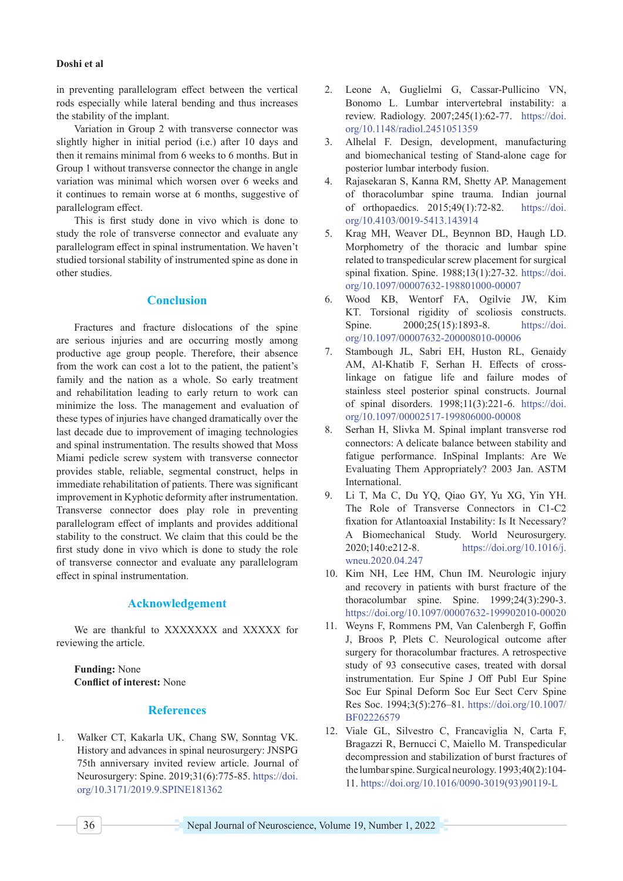in preventing parallelogram effect between the vertical rods especially while lateral bending and thus increases the stability of the implant.

Variation in Group 2 with transverse connector was slightly higher in initial period (i.e.) after 10 days and then it remains minimal from 6 weeks to 6 months. But in Group 1 without transverse connector the change in angle variation was minimal which worsen over 6 weeks and it continues to remain worse at 6 months, suggestive of parallelogram effect.

This is first study done in vivo which is done to study the role of transverse connector and evaluate any parallelogram effect in spinal instrumentation. We haven't studied torsional stability of instrumented spine as done in other studies.

## Conclusion

Fractures and fracture dislocations of the spine are serious injuries and are occurring mostly among productive age group people. Therefore, their absence from the work can cost a lot to the patient, the patient's family and the nation as a whole. So early treatment and rehabilitation leading to early return to work can minimize the loss. The management and evaluation of these types of injuries have changed dramatically over the last decade due to improvement of imaging technologies and spinal instrumentation. The results showed that Moss Miami pedicle screw system with transverse connector provides stable, reliable, segmental construct, helps in immediate rehabilitation of patients. There was significant improvement in Kyphotic deformity after instrumentation. Transverse connector does play role in preventing parallelogram effect of implants and provides additional stability to the construct. We claim that this could be the first study done in vivo which is done to study the role of transverse connector and evaluate any parallelogram effect in spinal instrumentation.

## Acknowledgement

We are thankful to XXXXXXX and XXXXX for reviewing the article.

**Funding:** None
**Conflict of interest:** None

## References

1. Walker CT, Kakarla UK, Chang SW, Sonntag VK. History and advances in spinal neurosurgery: JNSPG 75th anniversary invited review article. Journal of Neurosurgery: Spine. 2019;31(6):775-85. https://doi.org/10.3171/2019.9.SPINE181362
2. Leone A, Guglielmi G, Cassar-Pullicino VN, Bonomo L. Lumbar intervertebral instability: a review. Radiology. 2007;245(1):62-77. https://doi.org/10.1148/radiol.2451051359
3. Alhelal F. Design, development, manufacturing and biomechanical testing of Stand-alone cage for posterior lumbar interbody fusion.
4. Rajasekaran S, Kanna RM, Shetty AP. Management of thoracolumbar spine trauma. Indian journal of orthopaedics. 2015;49(1):72-82. https://doi.org/10.4103/0019-5413.143914
5. Krag MH, Weaver DL, Beynnon BD, Haugh LD. Morphometry of the thoracic and lumbar spine related to transpedicular screw placement for surgical spinal fixation. Spine. 1988;13(1):27-32. https://doi.org/10.1097/00007632-198801000-00007
6. Wood KB, Wentorf FA, Ogilvie JW, Kim KT. Torsional rigidity of scoliosis constructs. Spine. 2000;25(15):1893-8. https://doi.org/10.1097/00007632-200008010-00006
7. Stambough JL, Sabri EH, Huston RL, Genaidy AM, Al-Khatib F, Serhan H. Effects of cross-linkage on fatigue life and failure modes of stainless steel posterior spinal constructs. Journal of spinal disorders. 1998;11(3):221-6. https://doi.org/10.1097/00002517-199806000-00008
8. Serhan H, Slivka M. Spinal implant transverse rod connectors: A delicate balance between stability and fatigue performance. InSpinal Implants: Are We Evaluating Them Appropriately? 2003 Jan. ASTM International.
9. Li T, Ma C, Du YQ, Qiao GY, Yu XG, Yin YH. The Role of Transverse Connectors in C1-C2 fixation for Atlantoaxial Instability: Is It Necessary? A Biomechanical Study. World Neurosurgery. 2020;140:e212-8. https://doi.org/10.1016/j.wneu.2020.04.247
10. Kim NH, Lee HM, Chun IM. Neurologic injury and recovery in patients with burst fracture of the thoracolumbar spine. Spine. 1999;24(3):290-3. https://doi.org/10.1097/00007632-199902010-00020
11. Weyns F, Rommens PM, Van Calenbergh F, Goffin J, Broos P, Plets C. Neurological outcome after surgery for thoracolumbar fractures. A retrospective study of 93 consecutive cases, treated with dorsal instrumentation. Eur Spine J Off Publ Eur Spine Soc Eur Spinal Deform Soc Eur Sect Cerv Spine Res Soc. 1994;3(5):276–81. https://doi.org/10.1007/BF02226579
12. Viale GL, Silvestro C, Francaviglia N, Carta F, Bragazzi R, Bernucci C, Maiello M. Transpedicular decompression and stabilization of burst fractures of the lumbar spine. Surgical neurology. 1993;40(2):104-11. https://doi.org/10.1016/0090-3019(93)90119-L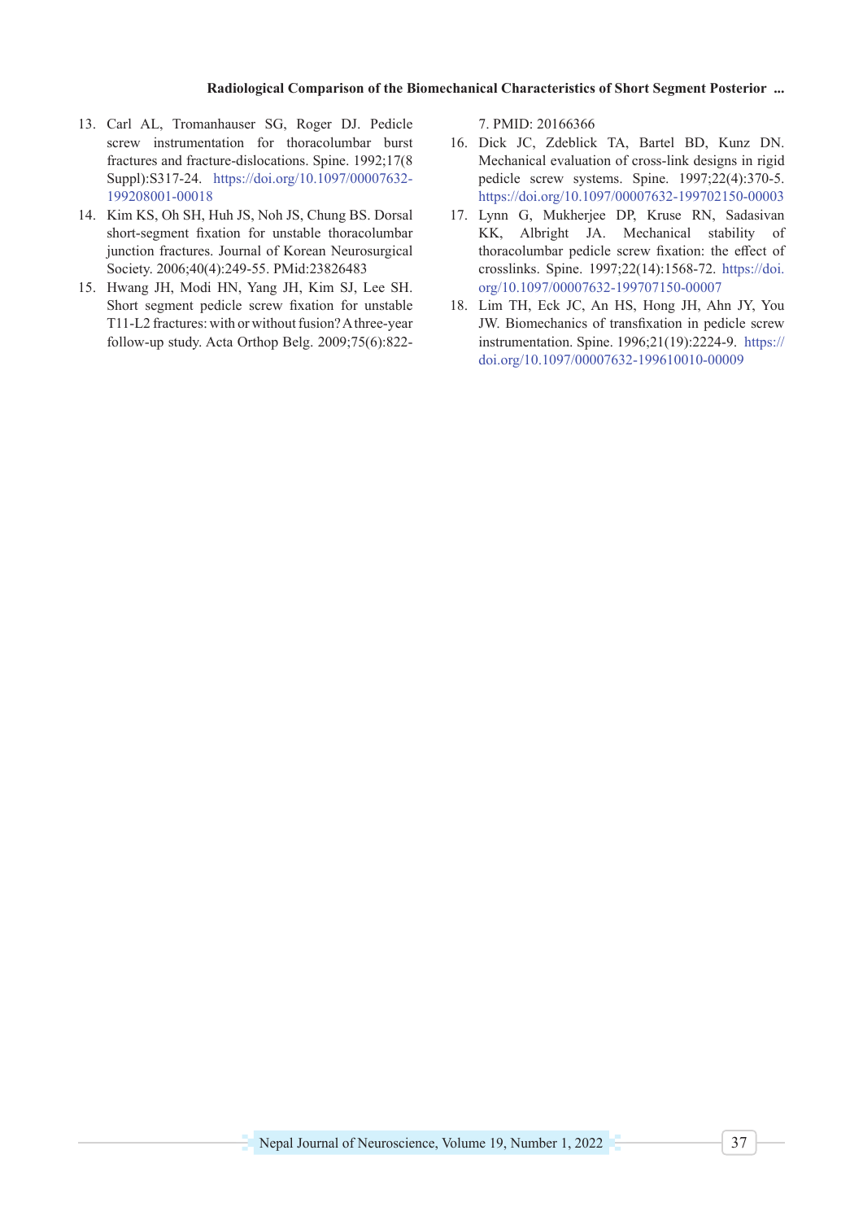13. Carl AL, Tromanhauser SG, Roger DJ. Pedicle screw instrumentation for thoracolumbar burst fractures and fracture-dislocations. Spine. 1992;17(8 Suppl):S317-24. https://doi.org/10.1097/00007632-199208001-00018
14. Kim KS, Oh SH, Huh JS, Noh JS, Chung BS. Dorsal short-segment fixation for unstable thoracolumbar junction fractures. Journal of Korean Neurosurgical Society. 2006;40(4):249-55. PMid:23826483
15. Hwang JH, Modi HN, Yang JH, Kim SJ, Lee SH. Short segment pedicle screw fixation for unstable T11-L2 fractures: with or without fusion? A three-year follow-up study. Acta Orthop Belg. 2009;75(6):822-7. PMID: 20166366
16. Dick JC, Zdeblick TA, Bartel BD, Kunz DN. Mechanical evaluation of cross-link designs in rigid pedicle screw systems. Spine. 1997;22(4):370-5. https://doi.org/10.1097/00007632-199702150-00003
17. Lynn G, Mukherjee DP, Kruse RN, Sadasivan KK, Albright JA. Mechanical stability of thoracolumbar pedicle screw fixation: the effect of crosslinks. Spine. 1997;22(14):1568-72. https://doi.org/10.1097/00007632-199707150-00007
18. Lim TH, Eck JC, An HS, Hong JH, Ahn JY, You JW. Biomechanics of transfixation in pedicle screw instrumentation. Spine. 1996;21(19):2224-9. https://doi.org/10.1097/00007632-199610010-00009